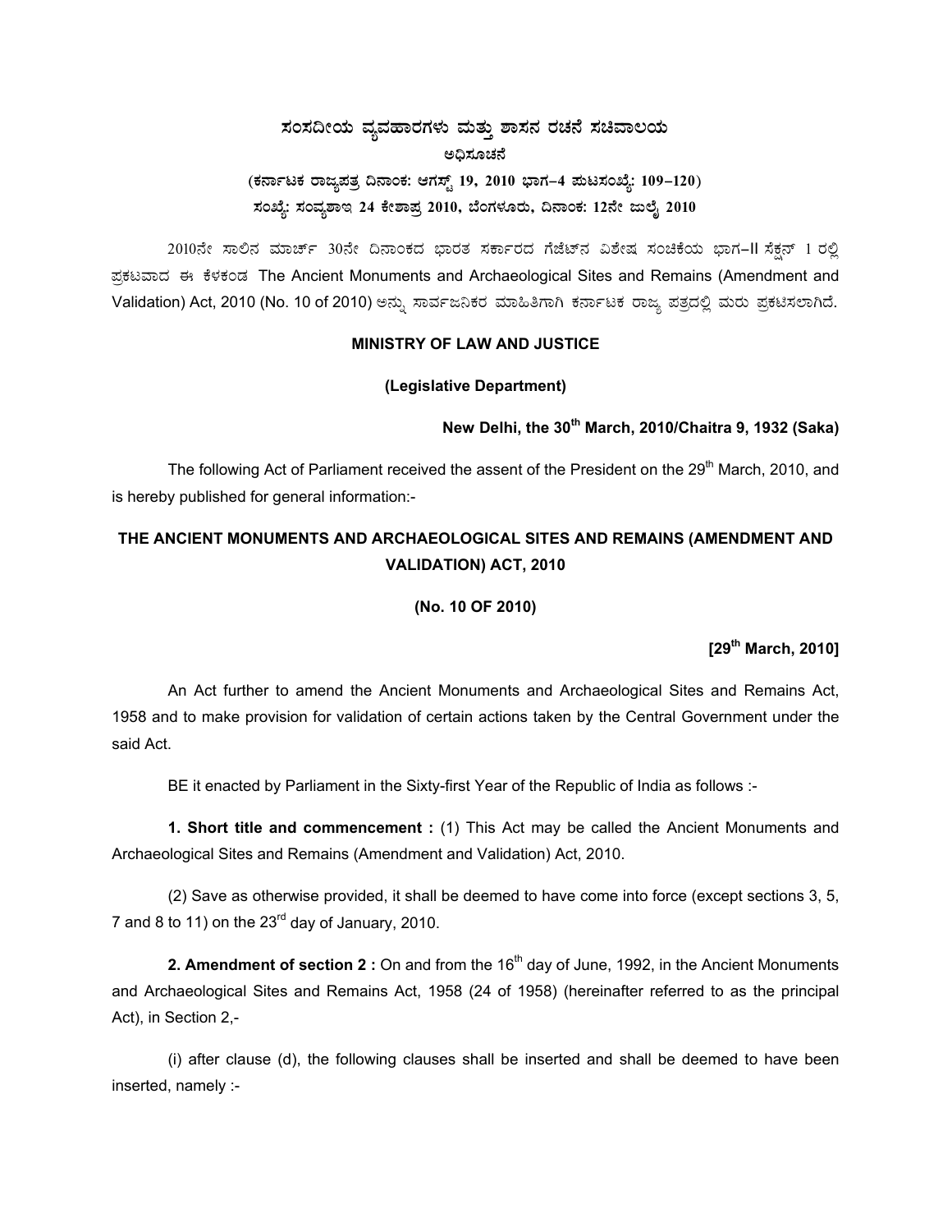# ಸಂಸದೀಯ ವ್ಯವಹಾರಗಳು ಮತ್ತು ಶಾಸನ ರಚನೆ ಸಚಿವಾಲಯ

## ಅಧಿಸೂಚನೆ

**(ಕರ್ನಾಟಕ ರಾಜ್ಯಪತ್ರ ದಿನಾಂಕ: ಆಗಸ್ಟ್ 19, 2010 ಭಾಗ–4 ಪುಟಸಂಖ್ಯೆ: 109–120)**

**ಸಂಖ್ಯೆ: ಸಂವ್ಯಶಾಇ 24 ಕೇಶಾಪ್ರ 2010, ಬೆಂಗಳೂರು, ದಿನಾಂಕ: 12ನೇ ಜುಲೈ 2010**

2010ನೇ ಸಾಲಿನ ಮಾರ್ಚ್ 30ನೇ ದಿನಾಂಕದ ಭಾರತ ಸರ್ಕಾರದ ಗೆಜೆಟ್‌ನ ವಿಶೇಷ ಸಂಚಿಕೆಯ ಭಾಗ–II ಸೆಕ್ಷನ್ 1 ರಲ್ಲಿ ಪ್ರಕಟವಾದ ಈ ಕೆಳಕಂಡ The Ancient Monuments and Archaeological Sites and Remains (Amendment and Validation) Act, 2010 (No. 10 of 2010) ಅನ್ನು ಸಾರ್ವಜನಿಕರ ಮಾಹಿತಿಗಾಗಿ ಕರ್ನಾಟಕ ರಾಜ್ಯ ಪತ್ರದಲ್ಲಿ ಮರು ಪ್ರಕಟಿಸಲಾಗಿದೆ.

**MINISTRY OF LAW AND JUSTICE**

**(Legislative Department)**

**New Delhi, the 30th March, 2010/Chaitra 9, 1932 (Saka)**

The following Act of Parliament received the assent of the President on the 29th March, 2010, and is hereby published for general information:-

## THE ANCIENT MONUMENTS AND ARCHAEOLOGICAL SITES AND REMAINS (AMENDMENT AND VALIDATION) ACT, 2010

**(No. 10 OF 2010)**

**[29th March, 2010]**

An Act further to amend the Ancient Monuments and Archaeological Sites and Remains Act, 1958 and to make provision for validation of certain actions taken by the Central Government under the said Act.

BE it enacted by Parliament in the Sixty-first Year of the Republic of India as follows :-

**1. Short title and commencement :** (1) This Act may be called the Ancient Monuments and Archaeological Sites and Remains (Amendment and Validation) Act, 2010.

(2) Save as otherwise provided, it shall be deemed to have come into force (except sections 3, 5, 7 and 8 to 11) on the 23rd day of January, 2010.

**2. Amendment of section 2 :** On and from the 16th day of June, 1992, in the Ancient Monuments and Archaeological Sites and Remains Act, 1958 (24 of 1958) (hereinafter referred to as the principal Act), in Section 2,-

(i) after clause (d), the following clauses shall be inserted and shall be deemed to have been inserted, namely :-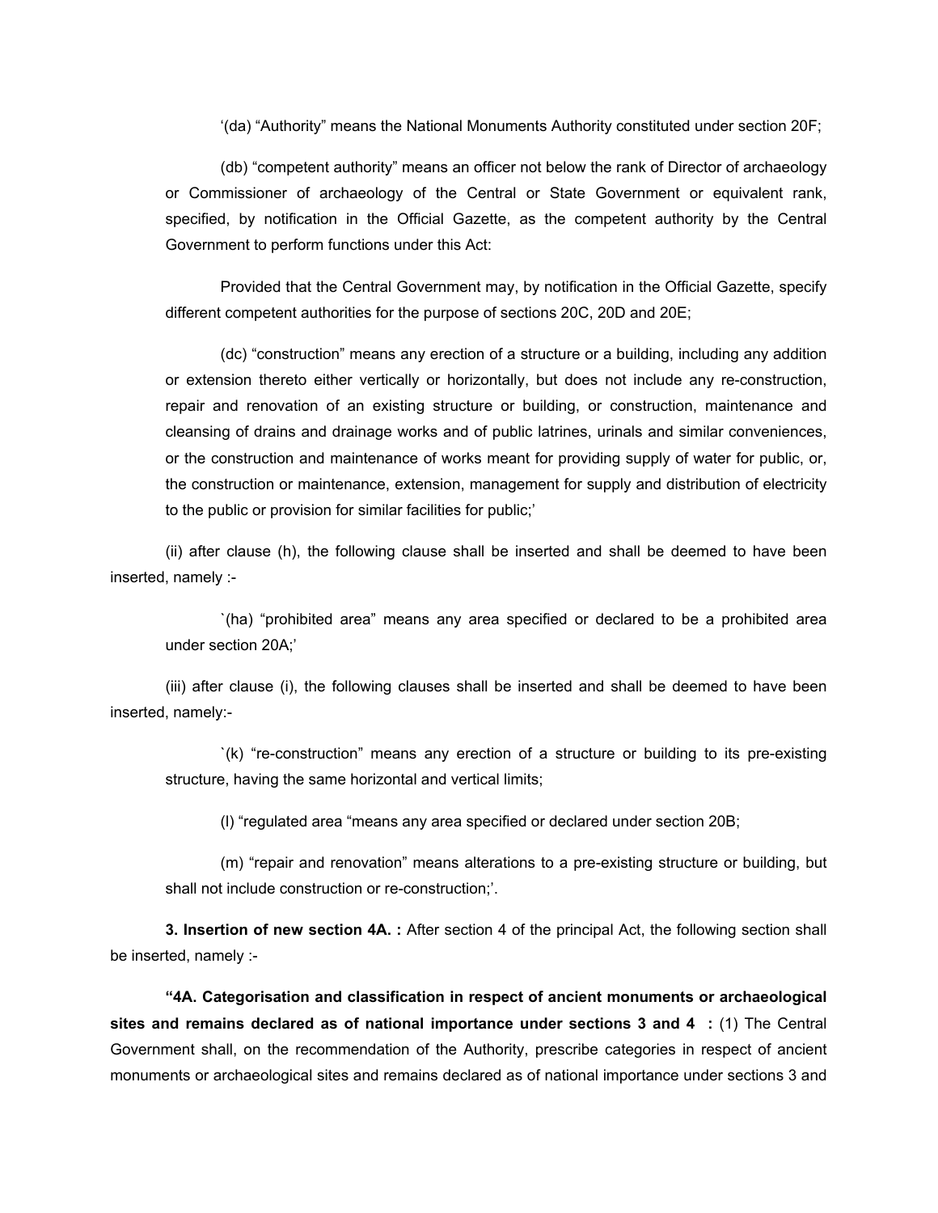'(da) "Authority" means the National Monuments Authority constituted under section 20F;

(db) "competent authority" means an officer not below the rank of Director of archaeology or Commissioner of archaeology of the Central or State Government or equivalent rank, specified, by notification in the Official Gazette, as the competent authority by the Central Government to perform functions under this Act:

Provided that the Central Government may, by notification in the Official Gazette, specify different competent authorities for the purpose of sections 20C, 20D and 20E;

(dc) "construction" means any erection of a structure or a building, including any addition or extension thereto either vertically or horizontally, but does not include any re-construction, repair and renovation of an existing structure or building, or construction, maintenance and cleansing of drains and drainage works and of public latrines, urinals and similar conveniences, or the construction and maintenance of works meant for providing supply of water for public, or, the construction or maintenance, extension, management for supply and distribution of electricity to the public or provision for similar facilities for public;'

(ii) after clause (h), the following clause shall be inserted and shall be deemed to have been inserted, namely :-

`(ha) "prohibited area" means any area specified or declared to be a prohibited area under section 20A;'

(iii) after clause (i), the following clauses shall be inserted and shall be deemed to have been inserted, namely:-

`(k) "re-construction" means any erection of a structure or building to its pre-existing structure, having the same horizontal and vertical limits;

(l) "regulated area "means any area specified or declared under section 20B;

(m) "repair and renovation" means alterations to a pre-existing structure or building, but shall not include construction or re-construction;'.

**3. Insertion of new section 4A. :** After section 4 of the principal Act, the following section shall be inserted, namely :-

**"4A. Categorisation and classification in respect of ancient monuments or archaeological sites and remains declared as of national importance under sections 3 and 4 :** (1) The Central Government shall, on the recommendation of the Authority, prescribe categories in respect of ancient monuments or archaeological sites and remains declared as of national importance under sections 3 and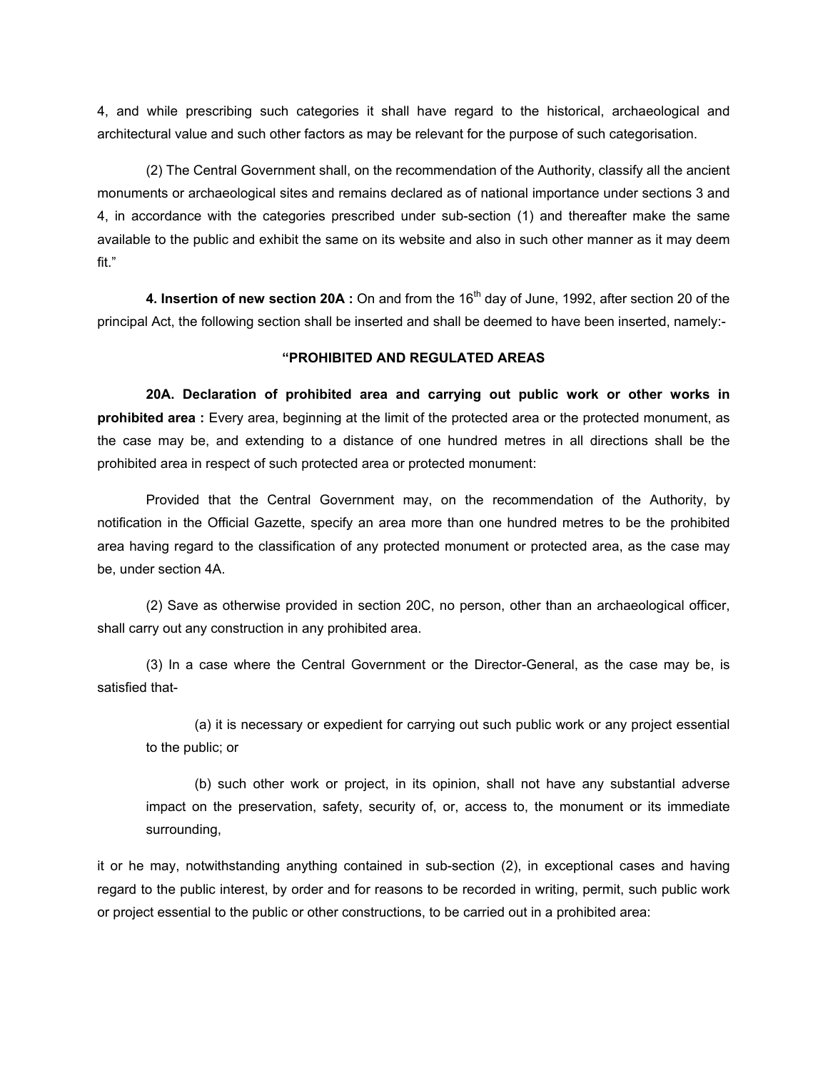4, and while prescribing such categories it shall have regard to the historical, archaeological and architectural value and such other factors as may be relevant for the purpose of such categorisation.

(2) The Central Government shall, on the recommendation of the Authority, classify all the ancient monuments or archaeological sites and remains declared as of national importance under sections 3 and 4, in accordance with the categories prescribed under sub-section (1) and thereafter make the same available to the public and exhibit the same on its website and also in such other manner as it may deem fit."

**4. Insertion of new section 20A :** On and from the 16th day of June, 1992, after section 20 of the principal Act, the following section shall be inserted and shall be deemed to have been inserted, namely:-

**"PROHIBITED AND REGULATED AREAS**

**20A. Declaration of prohibited area and carrying out public work or other works in prohibited area :** Every area, beginning at the limit of the protected area or the protected monument, as the case may be, and extending to a distance of one hundred metres in all directions shall be the prohibited area in respect of such protected area or protected monument:

Provided that the Central Government may, on the recommendation of the Authority, by notification in the Official Gazette, specify an area more than one hundred metres to be the prohibited area having regard to the classification of any protected monument or protected area, as the case may be, under section 4A.

(2) Save as otherwise provided in section 20C, no person, other than an archaeological officer, shall carry out any construction in any prohibited area.

(3) In a case where the Central Government or the Director-General, as the case may be, is satisfied that-

(a) it is necessary or expedient for carrying out such public work or any project essential to the public; or

(b) such other work or project, in its opinion, shall not have any substantial adverse impact on the preservation, safety, security of, or, access to, the monument or its immediate surrounding,

it or he may, notwithstanding anything contained in sub-section (2), in exceptional cases and having regard to the public interest, by order and for reasons to be recorded in writing, permit, such public work or project essential to the public or other constructions, to be carried out in a prohibited area: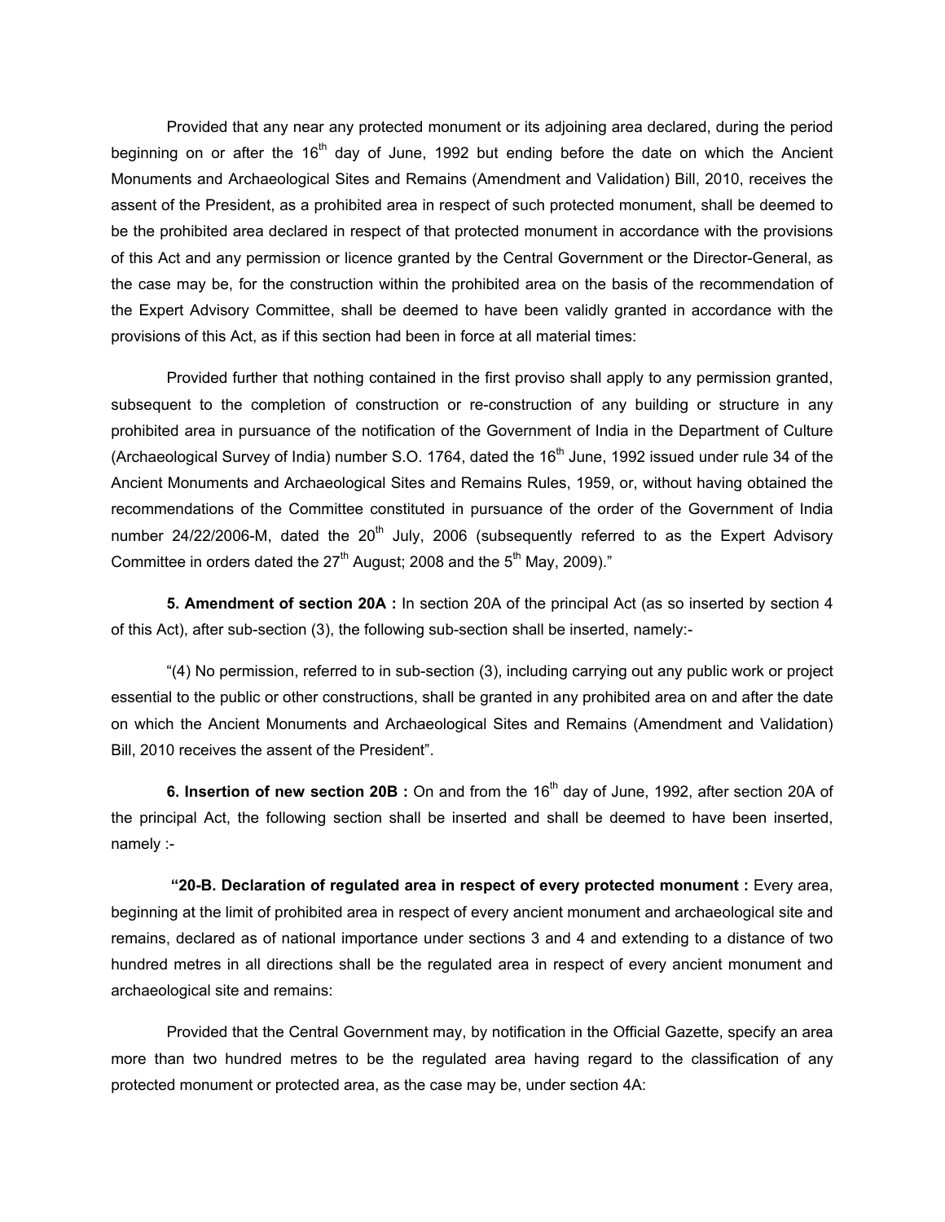Provided that any near any protected monument or its adjoining area declared, during the period beginning on or after the 16th day of June, 1992 but ending before the date on which the Ancient Monuments and Archaeological Sites and Remains (Amendment and Validation) Bill, 2010, receives the assent of the President, as a prohibited area in respect of such protected monument, shall be deemed to be the prohibited area declared in respect of that protected monument in accordance with the provisions of this Act and any permission or licence granted by the Central Government or the Director-General, as the case may be, for the construction within the prohibited area on the basis of the recommendation of the Expert Advisory Committee, shall be deemed to have been validly granted in accordance with the provisions of this Act, as if this section had been in force at all material times:

Provided further that nothing contained in the first proviso shall apply to any permission granted, subsequent to the completion of construction or re-construction of any building or structure in any prohibited area in pursuance of the notification of the Government of India in the Department of Culture (Archaeological Survey of India) number S.O. 1764, dated the 16th June, 1992 issued under rule 34 of the Ancient Monuments and Archaeological Sites and Remains Rules, 1959, or, without having obtained the recommendations of the Committee constituted in pursuance of the order of the Government of India number 24/22/2006-M, dated the 20th July, 2006 (subsequently referred to as the Expert Advisory Committee in orders dated the 27th August; 2008 and the 5th May, 2009)."

**5. Amendment of section 20A :** In section 20A of the principal Act (as so inserted by section 4 of this Act), after sub-section (3), the following sub-section shall be inserted, namely:-

"(4) No permission, referred to in sub-section (3), including carrying out any public work or project essential to the public or other constructions, shall be granted in any prohibited area on and after the date on which the Ancient Monuments and Archaeological Sites and Remains (Amendment and Validation) Bill, 2010 receives the assent of the President".

**6. Insertion of new section 20B :** On and from the 16th day of June, 1992, after section 20A of the principal Act, the following section shall be inserted and shall be deemed to have been inserted, namely :-

**"20-B. Declaration of regulated area in respect of every protected monument :** Every area, beginning at the limit of prohibited area in respect of every ancient monument and archaeological site and remains, declared as of national importance under sections 3 and 4 and extending to a distance of two hundred metres in all directions shall be the regulated area in respect of every ancient monument and archaeological site and remains:

Provided that the Central Government may, by notification in the Official Gazette, specify an area more than two hundred metres to be the regulated area having regard to the classification of any protected monument or protected area, as the case may be, under section 4A: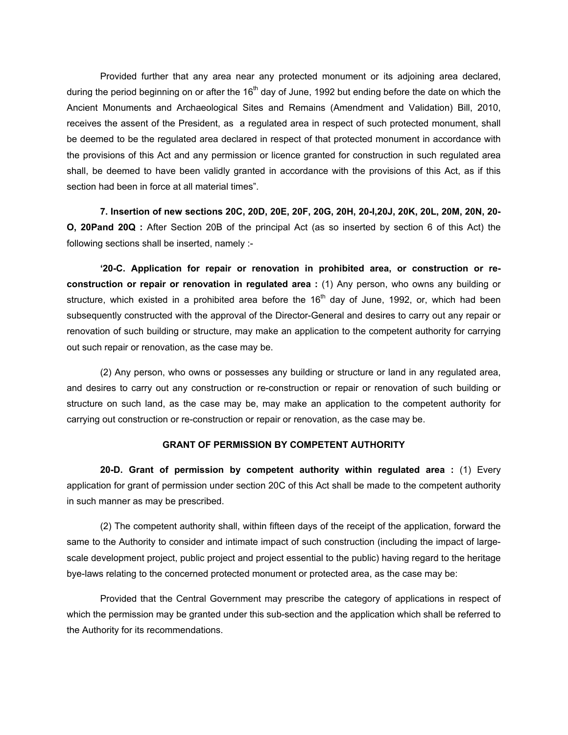Provided further that any area near any protected monument or its adjoining area declared, during the period beginning on or after the 16th day of June, 1992 but ending before the date on which the Ancient Monuments and Archaeological Sites and Remains (Amendment and Validation) Bill, 2010, receives the assent of the President, as a regulated area in respect of such protected monument, shall be deemed to be the regulated area declared in respect of that protected monument in accordance with the provisions of this Act and any permission or licence granted for construction in such regulated area shall, be deemed to have been validly granted in accordance with the provisions of this Act, as if this section had been in force at all material times".

**7. Insertion of new sections 20C, 20D, 20E, 20F, 20G, 20H, 20-I,20J, 20K, 20L, 20M, 20N, 20-O, 20Pand 20Q :** After Section 20B of the principal Act (as so inserted by section 6 of this Act) the following sections shall be inserted, namely :-

**'20-C. Application for repair or renovation in prohibited area, or construction or re-construction or repair or renovation in regulated area :** (1) Any person, who owns any building or structure, which existed in a prohibited area before the 16th day of June, 1992, or, which had been subsequently constructed with the approval of the Director-General and desires to carry out any repair or renovation of such building or structure, may make an application to the competent authority for carrying out such repair or renovation, as the case may be.

(2) Any person, who owns or possesses any building or structure or land in any regulated area, and desires to carry out any construction or re-construction or repair or renovation of such building or structure on such land, as the case may be, may make an application to the competent authority for carrying out construction or re-construction or repair or renovation, as the case may be.

**GRANT OF PERMISSION BY COMPETENT AUTHORITY**

**20-D. Grant of permission by competent authority within regulated area :** (1) Every application for grant of permission under section 20C of this Act shall be made to the competent authority in such manner as may be prescribed.

(2) The competent authority shall, within fifteen days of the receipt of the application, forward the same to the Authority to consider and intimate impact of such construction (including the impact of large-scale development project, public project and project essential to the public) having regard to the heritage bye-laws relating to the concerned protected monument or protected area, as the case may be:

Provided that the Central Government may prescribe the category of applications in respect of which the permission may be granted under this sub-section and the application which shall be referred to the Authority for its recommendations.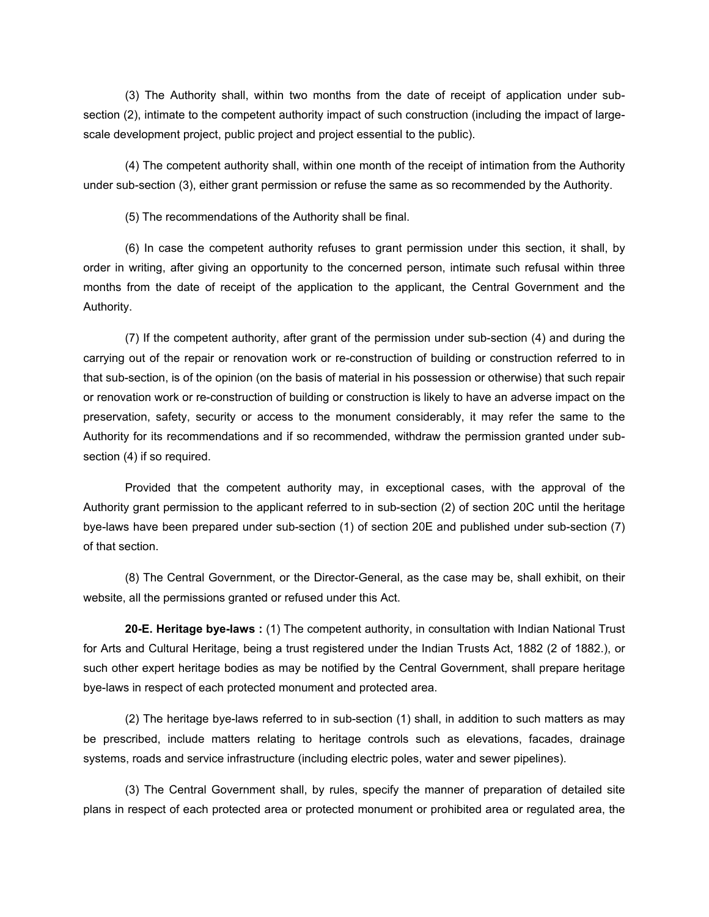(3) The Authority shall, within two months from the date of receipt of application under sub-section (2), intimate to the competent authority impact of such construction (including the impact of large-scale development project, public project and project essential to the public).

(4) The competent authority shall, within one month of the receipt of intimation from the Authority under sub-section (3), either grant permission or refuse the same as so recommended by the Authority.

(5) The recommendations of the Authority shall be final.

(6) In case the competent authority refuses to grant permission under this section, it shall, by order in writing, after giving an opportunity to the concerned person, intimate such refusal within three months from the date of receipt of the application to the applicant, the Central Government and the Authority.

(7) If the competent authority, after grant of the permission under sub-section (4) and during the carrying out of the repair or renovation work or re-construction of building or construction referred to in that sub-section, is of the opinion (on the basis of material in his possession or otherwise) that such repair or renovation work or re-construction of building or construction is likely to have an adverse impact on the preservation, safety, security or access to the monument considerably, it may refer the same to the Authority for its recommendations and if so recommended, withdraw the permission granted under sub-section (4) if so required.

Provided that the competent authority may, in exceptional cases, with the approval of the Authority grant permission to the applicant referred to in sub-section (2) of section 20C until the heritage bye-laws have been prepared under sub-section (1) of section 20E and published under sub-section (7) of that section.

(8) The Central Government, or the Director-General, as the case may be, shall exhibit, on their website, all the permissions granted or refused under this Act.

**20-E. Heritage bye-laws :** (1) The competent authority, in consultation with Indian National Trust for Arts and Cultural Heritage, being a trust registered under the Indian Trusts Act, 1882 (2 of 1882.), or such other expert heritage bodies as may be notified by the Central Government, shall prepare heritage bye-laws in respect of each protected monument and protected area.

(2) The heritage bye-laws referred to in sub-section (1) shall, in addition to such matters as may be prescribed, include matters relating to heritage controls such as elevations, facades, drainage systems, roads and service infrastructure (including electric poles, water and sewer pipelines).

(3) The Central Government shall, by rules, specify the manner of preparation of detailed site plans in respect of each protected area or protected monument or prohibited area or regulated area, the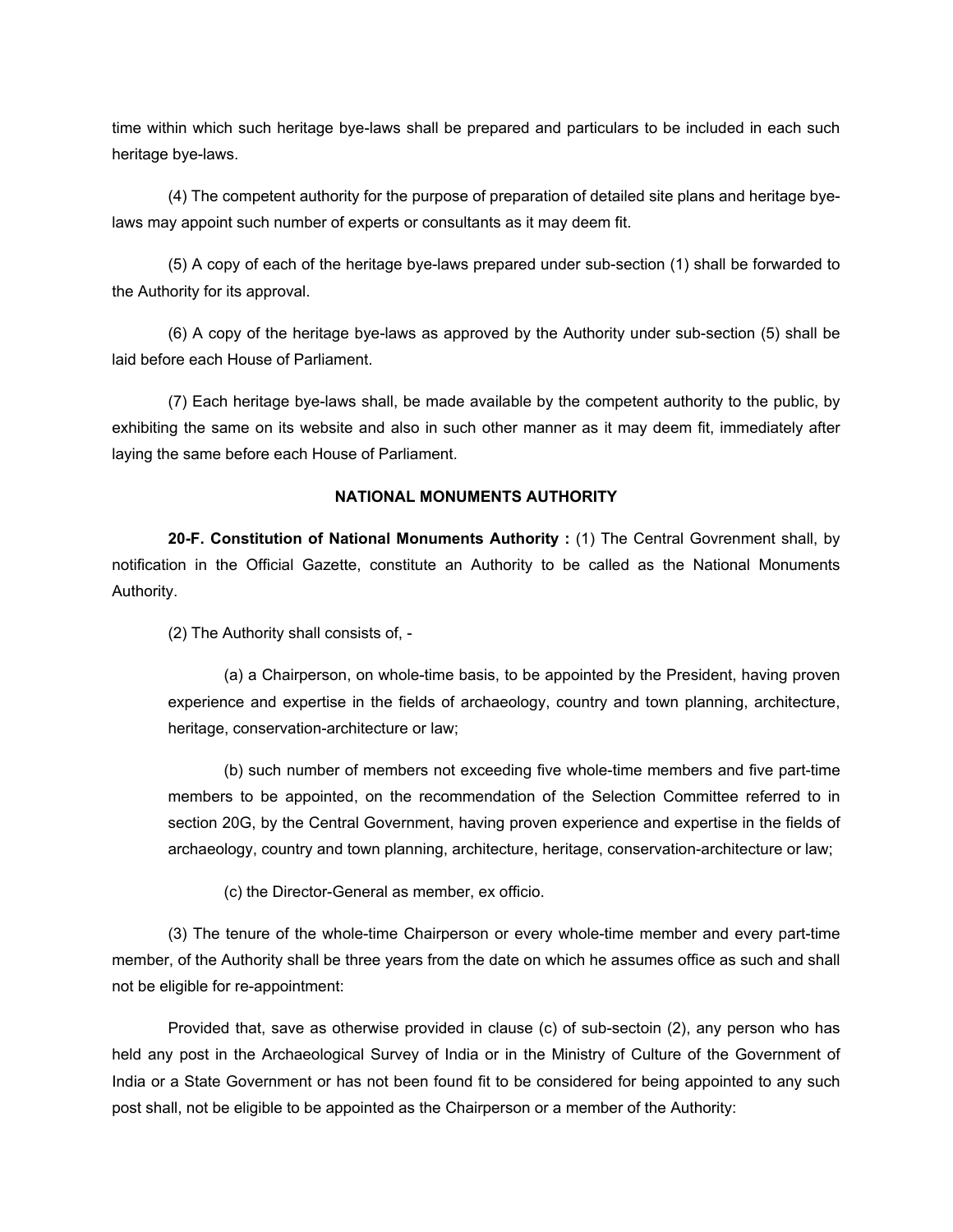time within which such heritage bye-laws shall be prepared and particulars to be included in each such heritage bye-laws.

(4) The competent authority for the purpose of preparation of detailed site plans and heritage bye-laws may appoint such number of experts or consultants as it may deem fit.

(5) A copy of each of the heritage bye-laws prepared under sub-section (1) shall be forwarded to the Authority for its approval.

(6) A copy of the heritage bye-laws as approved by the Authority under sub-section (5) shall be laid before each House of Parliament.

(7) Each heritage bye-laws shall, be made available by the competent authority to the public, by exhibiting the same on its website and also in such other manner as it may deem fit, immediately after laying the same before each House of Parliament.

### NATIONAL MONUMENTS AUTHORITY

**20-F. Constitution of National Monuments Authority :** (1) The Central Govrenment shall, by notification in the Official Gazette, constitute an Authority to be called as the National Monuments Authority.

(2) The Authority shall consists of, -

(a) a Chairperson, on whole-time basis, to be appointed by the President, having proven experience and expertise in the fields of archaeology, country and town planning, architecture, heritage, conservation-architecture or law;

(b) such number of members not exceeding five whole-time members and five part-time members to be appointed, on the recommendation of the Selection Committee referred to in section 20G, by the Central Government, having proven experience and expertise in the fields of archaeology, country and town planning, architecture, heritage, conservation-architecture or law;

(c) the Director-General as member, ex officio.

(3) The tenure of the whole-time Chairperson or every whole-time member and every part-time member, of the Authority shall be three years from the date on which he assumes office as such and shall not be eligible for re-appointment:

Provided that, save as otherwise provided in clause (c) of sub-sectoin (2), any person who has held any post in the Archaeological Survey of India or in the Ministry of Culture of the Government of India or a State Government or has not been found fit to be considered for being appointed to any such post shall, not be eligible to be appointed as the Chairperson or a member of the Authority: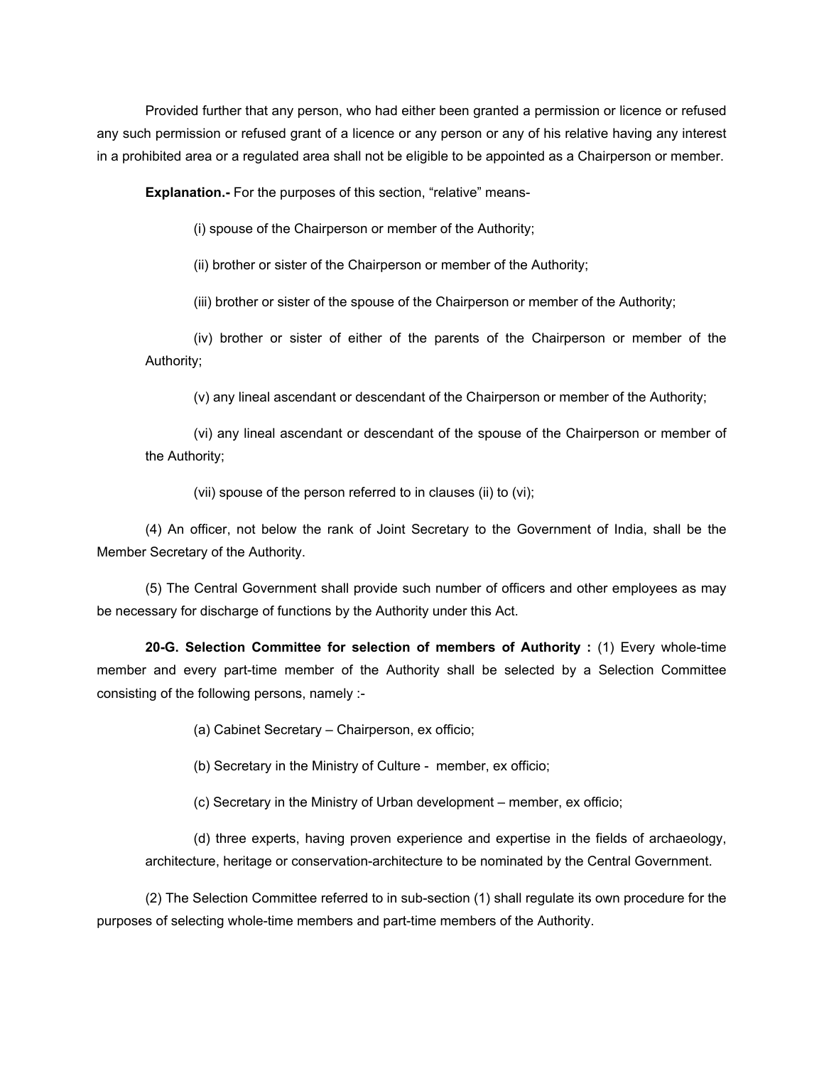Provided further that any person, who had either been granted a permission or licence or refused any such permission or refused grant of a licence or any person or any of his relative having any interest in a prohibited area or a regulated area shall not be eligible to be appointed as a Chairperson or member.

**Explanation.-** For the purposes of this section, “relative” means-

(i) spouse of the Chairperson or member of the Authority;

(ii) brother or sister of the Chairperson or member of the Authority;

(iii) brother or sister of the spouse of the Chairperson or member of the Authority;

(iv) brother or sister of either of the parents of the Chairperson or member of the Authority;

(v) any lineal ascendant or descendant of the Chairperson or member of the Authority;

(vi) any lineal ascendant or descendant of the spouse of the Chairperson or member of the Authority;

(vii) spouse of the person referred to in clauses (ii) to (vi);

(4) An officer, not below the rank of Joint Secretary to the Government of India, shall be the Member Secretary of the Authority.

(5) The Central Government shall provide such number of officers and other employees as may be necessary for discharge of functions by the Authority under this Act.

**20-G. Selection Committee for selection of members of Authority :** (1) Every whole-time member and every part-time member of the Authority shall be selected by a Selection Committee consisting of the following persons, namely :-

(a) Cabinet Secretary – Chairperson, ex officio;

(b) Secretary in the Ministry of Culture - member, ex officio;

(c) Secretary in the Ministry of Urban development – member, ex officio;

(d) three experts, having proven experience and expertise in the fields of archaeology, architecture, heritage or conservation-architecture to be nominated by the Central Government.

(2) The Selection Committee referred to in sub-section (1) shall regulate its own procedure for the purposes of selecting whole-time members and part-time members of the Authority.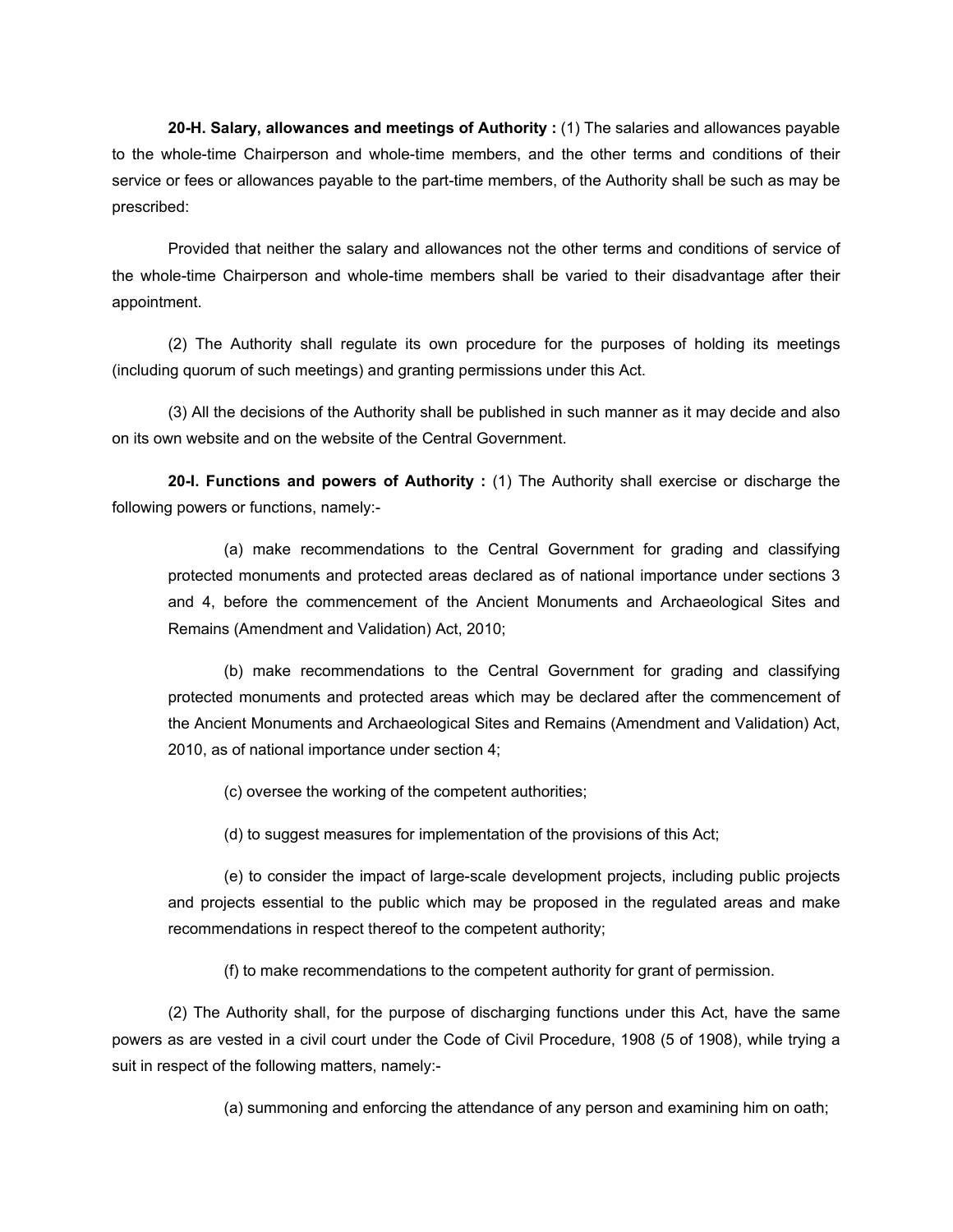**20-H. Salary, allowances and meetings of Authority :** (1) The salaries and allowances payable to the whole-time Chairperson and whole-time members, and the other terms and conditions of their service or fees or allowances payable to the part-time members, of the Authority shall be such as may be prescribed:

Provided that neither the salary and allowances not the other terms and conditions of service of the whole-time Chairperson and whole-time members shall be varied to their disadvantage after their appointment.

(2) The Authority shall regulate its own procedure for the purposes of holding its meetings (including quorum of such meetings) and granting permissions under this Act.

(3) All the decisions of the Authority shall be published in such manner as it may decide and also on its own website and on the website of the Central Government.

**20-I. Functions and powers of Authority :** (1) The Authority shall exercise or discharge the following powers or functions, namely:-

(a) make recommendations to the Central Government for grading and classifying protected monuments and protected areas declared as of national importance under sections 3 and 4, before the commencement of the Ancient Monuments and Archaeological Sites and Remains (Amendment and Validation) Act, 2010;

(b) make recommendations to the Central Government for grading and classifying protected monuments and protected areas which may be declared after the commencement of the Ancient Monuments and Archaeological Sites and Remains (Amendment and Validation) Act, 2010, as of national importance under section 4;

(c) oversee the working of the competent authorities;

(d) to suggest measures for implementation of the provisions of this Act;

(e) to consider the impact of large-scale development projects, including public projects and projects essential to the public which may be proposed in the regulated areas and make recommendations in respect thereof to the competent authority;

(f) to make recommendations to the competent authority for grant of permission.

(2) The Authority shall, for the purpose of discharging functions under this Act, have the same powers as are vested in a civil court under the Code of Civil Procedure, 1908 (5 of 1908), while trying a suit in respect of the following matters, namely:-

(a) summoning and enforcing the attendance of any person and examining him on oath;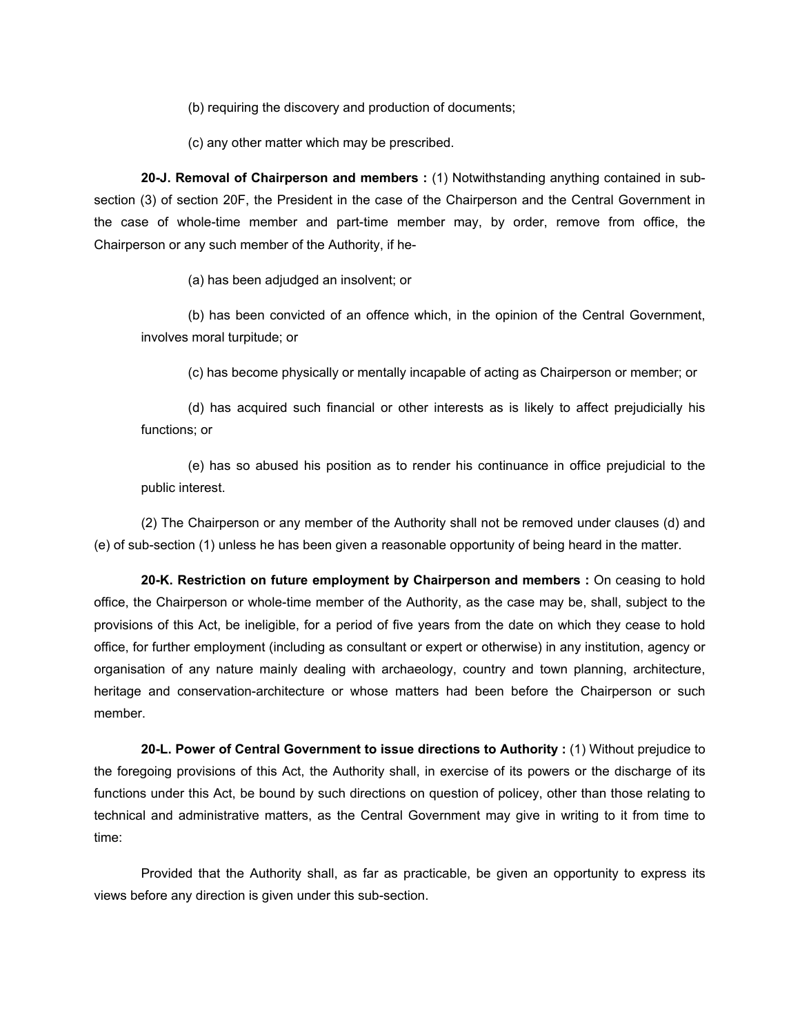(b) requiring the discovery and production of documents;

(c) any other matter which may be prescribed.

**20-J. Removal of Chairperson and members :** (1) Notwithstanding anything contained in sub-section (3) of section 20F, the President in the case of the Chairperson and the Central Government in the case of whole-time member and part-time member may, by order, remove from office, the Chairperson or any such member of the Authority, if he-

(a) has been adjudged an insolvent; or

(b) has been convicted of an offence which, in the opinion of the Central Government, involves moral turpitude; or

(c) has become physically or mentally incapable of acting as Chairperson or member; or

(d) has acquired such financial or other interests as is likely to affect prejudicially his functions; or

(e) has so abused his position as to render his continuance in office prejudicial to the public interest.

(2) The Chairperson or any member of the Authority shall not be removed under clauses (d) and (e) of sub-section (1) unless he has been given a reasonable opportunity of being heard in the matter.

**20-K. Restriction on future employment by Chairperson and members :** On ceasing to hold office, the Chairperson or whole-time member of the Authority, as the case may be, shall, subject to the provisions of this Act, be ineligible, for a period of five years from the date on which they cease to hold office, for further employment (including as consultant or expert or otherwise) in any institution, agency or organisation of any nature mainly dealing with archaeology, country and town planning, architecture, heritage and conservation-architecture or whose matters had been before the Chairperson or such member.

**20-L. Power of Central Government to issue directions to Authority :** (1) Without prejudice to the foregoing provisions of this Act, the Authority shall, in exercise of its powers or the discharge of its functions under this Act, be bound by such directions on question of policey, other than those relating to technical and administrative matters, as the Central Government may give in writing to it from time to time:

Provided that the Authority shall, as far as practicable, be given an opportunity to express its views before any direction is given under this sub-section.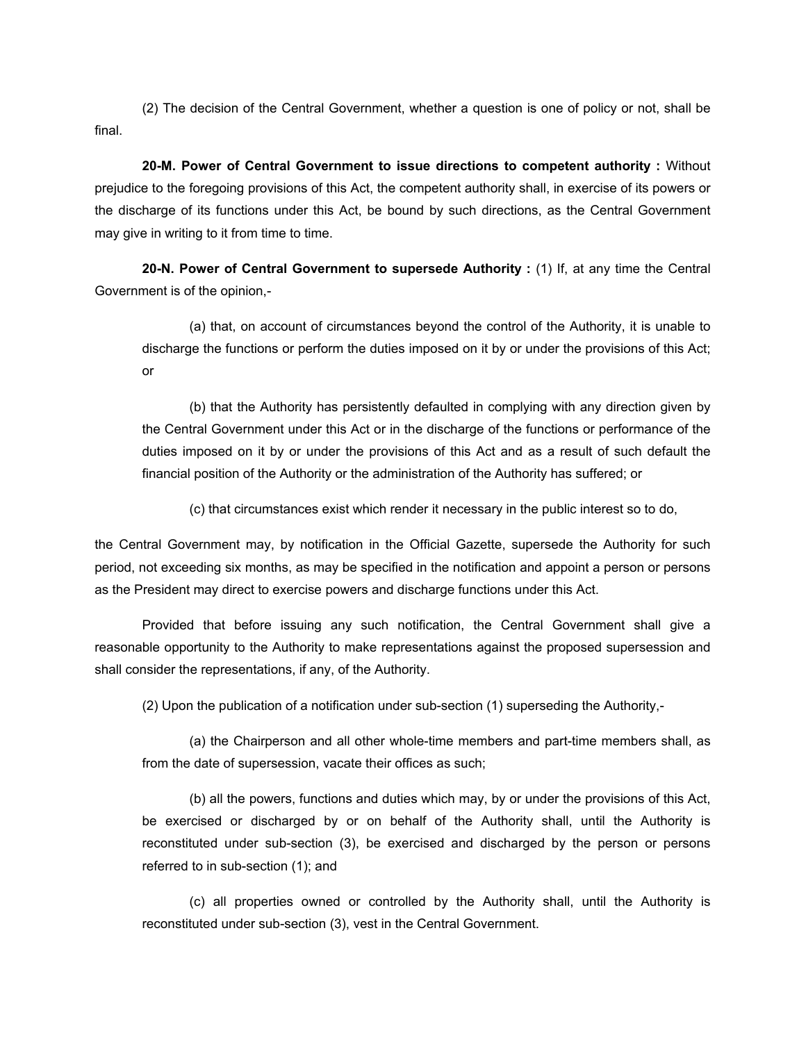(2) The decision of the Central Government, whether a question is one of policy or not, shall be final.

**20-M. Power of Central Government to issue directions to competent authority :** Without prejudice to the foregoing provisions of this Act, the competent authority shall, in exercise of its powers or the discharge of its functions under this Act, be bound by such directions, as the Central Government may give in writing to it from time to time.

**20-N. Power of Central Government to supersede Authority :** (1) If, at any time the Central Government is of the opinion,-

(a) that, on account of circumstances beyond the control of the Authority, it is unable to discharge the functions or perform the duties imposed on it by or under the provisions of this Act; or

(b) that the Authority has persistently defaulted in complying with any direction given by the Central Government under this Act or in the discharge of the functions or performance of the duties imposed on it by or under the provisions of this Act and as a result of such default the financial position of the Authority or the administration of the Authority has suffered; or

(c) that circumstances exist which render it necessary in the public interest so to do,

the Central Government may, by notification in the Official Gazette, supersede the Authority for such period, not exceeding six months, as may be specified in the notification and appoint a person or persons as the President may direct to exercise powers and discharge functions under this Act.

Provided that before issuing any such notification, the Central Government shall give a reasonable opportunity to the Authority to make representations against the proposed supersession and shall consider the representations, if any, of the Authority.

(2) Upon the publication of a notification under sub-section (1) superseding the Authority,-

(a) the Chairperson and all other whole-time members and part-time members shall, as from the date of supersession, vacate their offices as such;

(b) all the powers, functions and duties which may, by or under the provisions of this Act, be exercised or discharged by or on behalf of the Authority shall, until the Authority is reconstituted under sub-section (3), be exercised and discharged by the person or persons referred to in sub-section (1); and

(c) all properties owned or controlled by the Authority shall, until the Authority is reconstituted under sub-section (3), vest in the Central Government.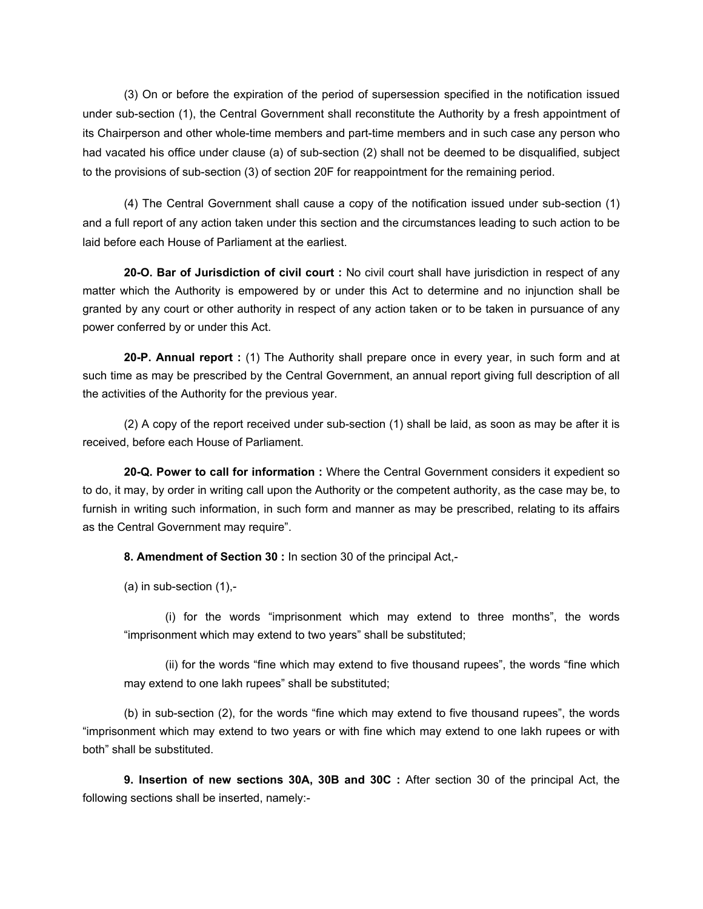(3) On or before the expiration of the period of supersession specified in the notification issued under sub-section (1), the Central Government shall reconstitute the Authority by a fresh appointment of its Chairperson and other whole-time members and part-time members and in such case any person who had vacated his office under clause (a) of sub-section (2) shall not be deemed to be disqualified, subject to the provisions of sub-section (3) of section 20F for reappointment for the remaining period.

(4) The Central Government shall cause a copy of the notification issued under sub-section (1) and a full report of any action taken under this section and the circumstances leading to such action to be laid before each House of Parliament at the earliest.

**20-O. Bar of Jurisdiction of civil court :** No civil court shall have jurisdiction in respect of any matter which the Authority is empowered by or under this Act to determine and no injunction shall be granted by any court or other authority in respect of any action taken or to be taken in pursuance of any power conferred by or under this Act.

**20-P. Annual report :** (1) The Authority shall prepare once in every year, in such form and at such time as may be prescribed by the Central Government, an annual report giving full description of all the activities of the Authority for the previous year.

(2) A copy of the report received under sub-section (1) shall be laid, as soon as may be after it is received, before each House of Parliament.

**20-Q. Power to call for information :** Where the Central Government considers it expedient so to do, it may, by order in writing call upon the Authority or the competent authority, as the case may be, to furnish in writing such information, in such form and manner as may be prescribed, relating to its affairs as the Central Government may require".

**8. Amendment of Section 30 :** In section 30 of the principal Act,-

(a) in sub-section (1),-

(i) for the words "imprisonment which may extend to three months", the words "imprisonment which may extend to two years" shall be substituted;

(ii) for the words "fine which may extend to five thousand rupees", the words "fine which may extend to one lakh rupees" shall be substituted;

(b) in sub-section (2), for the words "fine which may extend to five thousand rupees", the words "imprisonment which may extend to two years or with fine which may extend to one lakh rupees or with both" shall be substituted.

**9. Insertion of new sections 30A, 30B and 30C :** After section 30 of the principal Act, the following sections shall be inserted, namely:-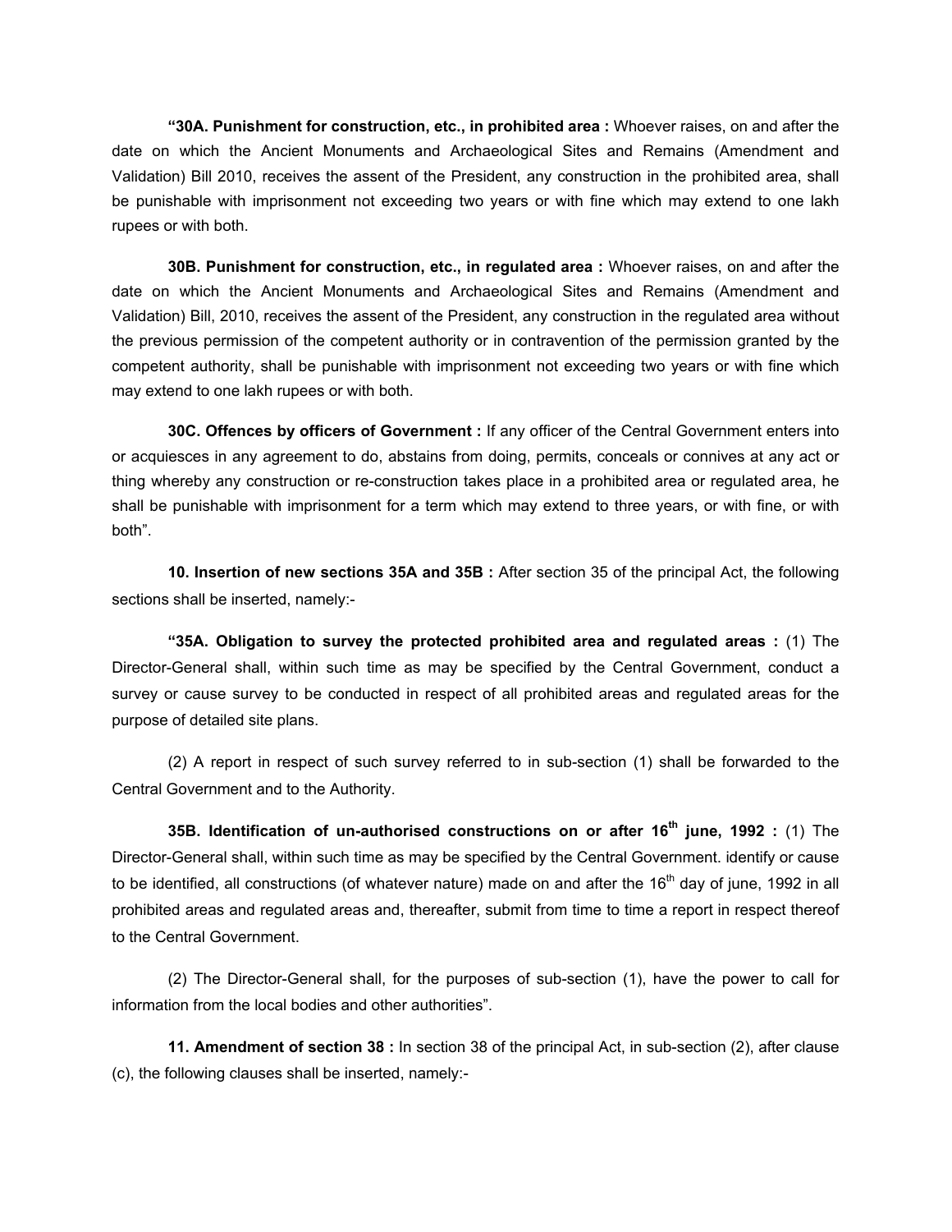**"30A. Punishment for construction, etc., in prohibited area :** Whoever raises, on and after the date on which the Ancient Monuments and Archaeological Sites and Remains (Amendment and Validation) Bill 2010, receives the assent of the President, any construction in the prohibited area, shall be punishable with imprisonment not exceeding two years or with fine which may extend to one lakh rupees or with both.

**30B. Punishment for construction, etc., in regulated area :** Whoever raises, on and after the date on which the Ancient Monuments and Archaeological Sites and Remains (Amendment and Validation) Bill, 2010, receives the assent of the President, any construction in the regulated area without the previous permission of the competent authority or in contravention of the permission granted by the competent authority, shall be punishable with imprisonment not exceeding two years or with fine which may extend to one lakh rupees or with both.

**30C. Offences by officers of Government :** If any officer of the Central Government enters into or acquiesces in any agreement to do, abstains from doing, permits, conceals or connives at any act or thing whereby any construction or re-construction takes place in a prohibited area or regulated area, he shall be punishable with imprisonment for a term which may extend to three years, or with fine, or with both".

**10. Insertion of new sections 35A and 35B :** After section 35 of the principal Act, the following sections shall be inserted, namely:-

**"35A. Obligation to survey the protected prohibited area and regulated areas :** (1) The Director-General shall, within such time as may be specified by the Central Government, conduct a survey or cause survey to be conducted in respect of all prohibited areas and regulated areas for the purpose of detailed site plans.

(2) A report in respect of such survey referred to in sub-section (1) shall be forwarded to the Central Government and to the Authority.

**35B. Identification of un-authorised constructions on or after 16th june, 1992 :** (1) The Director-General shall, within such time as may be specified by the Central Government. identify or cause to be identified, all constructions (of whatever nature) made on and after the 16th day of june, 1992 in all prohibited areas and regulated areas and, thereafter, submit from time to time a report in respect thereof to the Central Government.

(2) The Director-General shall, for the purposes of sub-section (1), have the power to call for information from the local bodies and other authorities".

**11. Amendment of section 38 :** In section 38 of the principal Act, in sub-section (2), after clause (c), the following clauses shall be inserted, namely:-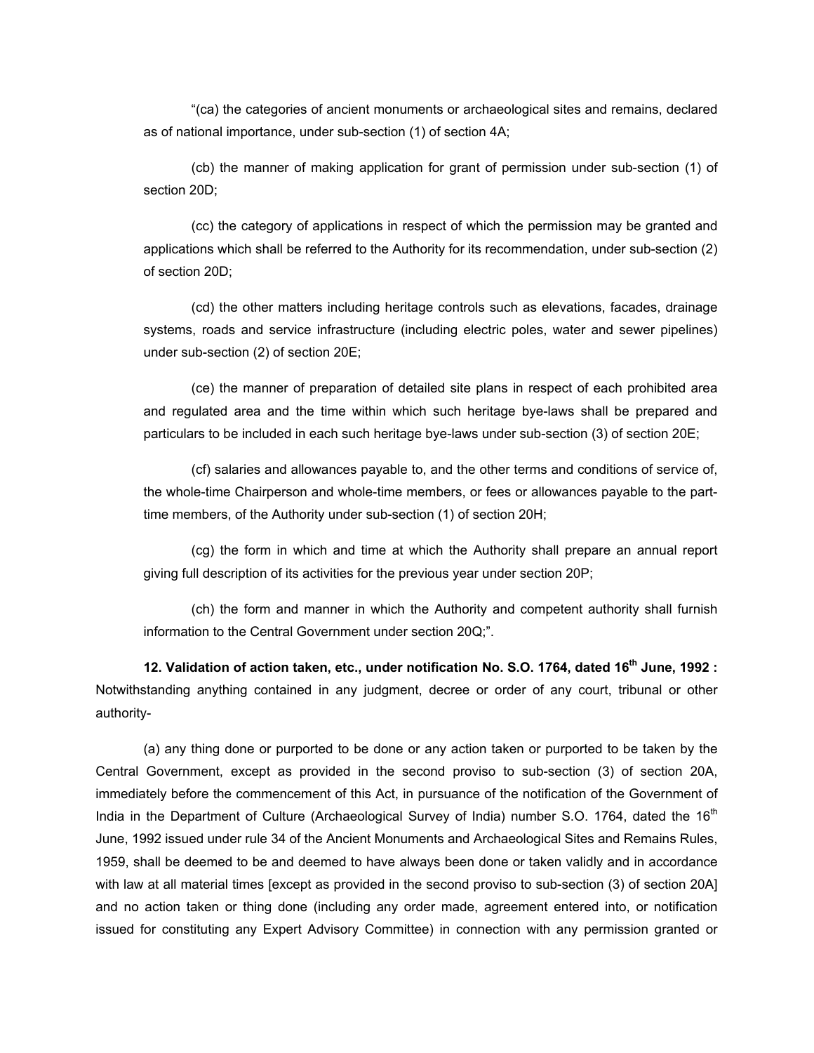"(ca) the categories of ancient monuments or archaeological sites and remains, declared as of national importance, under sub-section (1) of section 4A;

(cb) the manner of making application for grant of permission under sub-section (1) of section 20D;

(cc) the category of applications in respect of which the permission may be granted and applications which shall be referred to the Authority for its recommendation, under sub-section (2) of section 20D;

(cd) the other matters including heritage controls such as elevations, facades, drainage systems, roads and service infrastructure (including electric poles, water and sewer pipelines) under sub-section (2) of section 20E;

(ce) the manner of preparation of detailed site plans in respect of each prohibited area and regulated area and the time within which such heritage bye-laws shall be prepared and particulars to be included in each such heritage bye-laws under sub-section (3) of section 20E;

(cf) salaries and allowances payable to, and the other terms and conditions of service of, the whole-time Chairperson and whole-time members, or fees or allowances payable to the part-time members, of the Authority under sub-section (1) of section 20H;

(cg) the form in which and time at which the Authority shall prepare an annual report giving full description of its activities for the previous year under section 20P;

(ch) the form and manner in which the Authority and competent authority shall furnish information to the Central Government under section 20Q;".

**12. Validation of action taken, etc., under notification No. S.O. 1764, dated 16th June, 1992 :** Notwithstanding anything contained in any judgment, decree or order of any court, tribunal or other authority-

(a) any thing done or purported to be done or any action taken or purported to be taken by the Central Government, except as provided in the second proviso to sub-section (3) of section 20A, immediately before the commencement of this Act, in pursuance of the notification of the Government of India in the Department of Culture (Archaeological Survey of India) number S.O. 1764, dated the 16th June, 1992 issued under rule 34 of the Ancient Monuments and Archaeological Sites and Remains Rules, 1959, shall be deemed to be and deemed to have always been done or taken validly and in accordance with law at all material times [except as provided in the second proviso to sub-section (3) of section 20A] and no action taken or thing done (including any order made, agreement entered into, or notification issued for constituting any Expert Advisory Committee) in connection with any permission granted or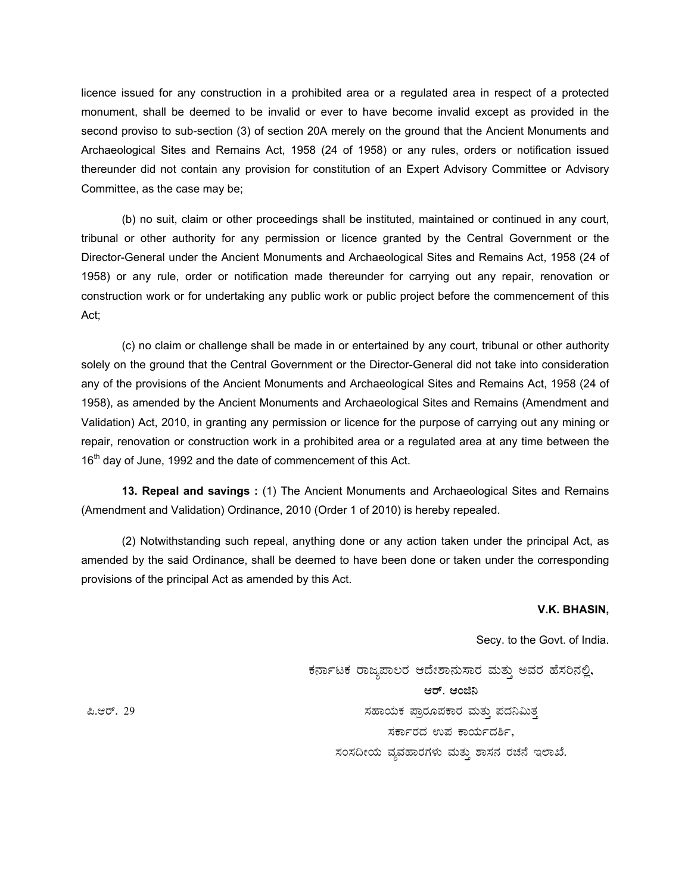licence issued for any construction in a prohibited area or a regulated area in respect of a protected monument, shall be deemed to be invalid or ever to have become invalid except as provided in the second proviso to sub-section (3) of section 20A merely on the ground that the Ancient Monuments and Archaeological Sites and Remains Act, 1958 (24 of 1958) or any rules, orders or notification issued thereunder did not contain any provision for constitution of an Expert Advisory Committee or Advisory Committee, as the case may be;

(b) no suit, claim or other proceedings shall be instituted, maintained or continued in any court, tribunal or other authority for any permission or licence granted by the Central Government or the Director-General under the Ancient Monuments and Archaeological Sites and Remains Act, 1958 (24 of 1958) or any rule, order or notification made thereunder for carrying out any repair, renovation or construction work or for undertaking any public work or public project before the commencement of this Act;

(c) no claim or challenge shall be made in or entertained by any court, tribunal or other authority solely on the ground that the Central Government or the Director-General did not take into consideration any of the provisions of the Ancient Monuments and Archaeological Sites and Remains Act, 1958 (24 of 1958), as amended by the Ancient Monuments and Archaeological Sites and Remains (Amendment and Validation) Act, 2010, in granting any permission or licence for the purpose of carrying out any mining or repair, renovation or construction work in a prohibited area or a regulated area at any time between the 16th day of June, 1992 and the date of commencement of this Act.

**13. Repeal and savings :** (1) The Ancient Monuments and Archaeological Sites and Remains (Amendment and Validation) Ordinance, 2010 (Order 1 of 2010) is hereby repealed.

(2) Notwithstanding such repeal, anything done or any action taken under the principal Act, as amended by the said Ordinance, shall be deemed to have been done or taken under the corresponding provisions of the principal Act as amended by this Act.

**V.K. BHASIN,**

Secy. to the Govt. of India.

ಕರ್ನಾಟಕ ರಾಜ್ಯಪಾಲರ ಆದೇಶಾನುಸಾರ ಮತ್ತು ಅವರ ಹೆಸರಿನಲ್ಲಿ,

**ಆರ್. ಆಂಜಿನಿ**

ಪಿ.ಆರ್. 29

ಸಹಾಯಕ ಪ್ರಾರೂಪಕಾರ ಮತ್ತು ಪದನಿಮಿತ್ತ

ಸರ್ಕಾರದ ಉಪ ಕಾರ್ಯದರ್ಶಿ,

ಸಂಸದೀಯ ವ್ಯವಹಾರಗಳು ಮತ್ತು ಶಾಸನ ರಚನೆ ಇಲಾಖೆ.